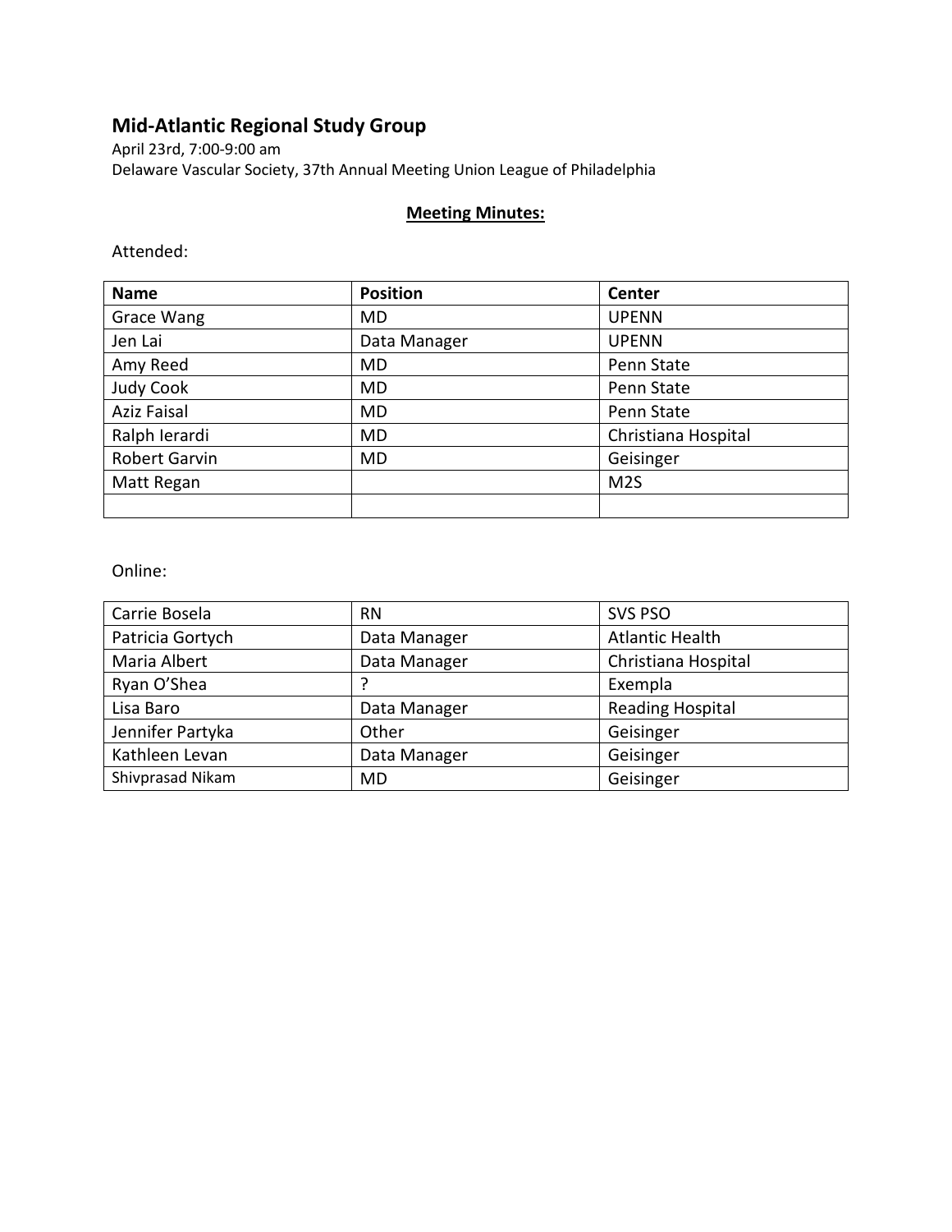# Mid-Atlantic Regional Study Group

April 23rd, 7:00-9:00 am

Delaware Vascular Society, 37th Annual Meeting Union League of Philadelphia

**Meeting Minutes:**

Attended:

| Name | Position | Center |
|---|---|---|
| Grace Wang | MD | UPENN |
| Jen Lai | Data Manager | UPENN |
| Amy Reed | MD | Penn State |
| Judy Cook | MD | Penn State |
| Aziz Faisal | MD | Penn State |
| Ralph Ierardi | MD | Christiana Hospital |
| Robert Garvin | MD | Geisinger |
| Matt Regan | | M2S |
| | | |

Online:

| | | |
|---|---|---|
| Carrie Bosela | RN | SVS PSO |
| Patricia Gortych | Data Manager | Atlantic Health |
| Maria Albert | Data Manager | Christiana Hospital |
| Ryan O'Shea | ? | Exempla |
| Lisa Baro | Data Manager | Reading Hospital |
| Jennifer Partyka | Other | Geisinger |
| Kathleen Levan | Data Manager | Geisinger |
| Shivprasad Nikam | MD | Geisinger |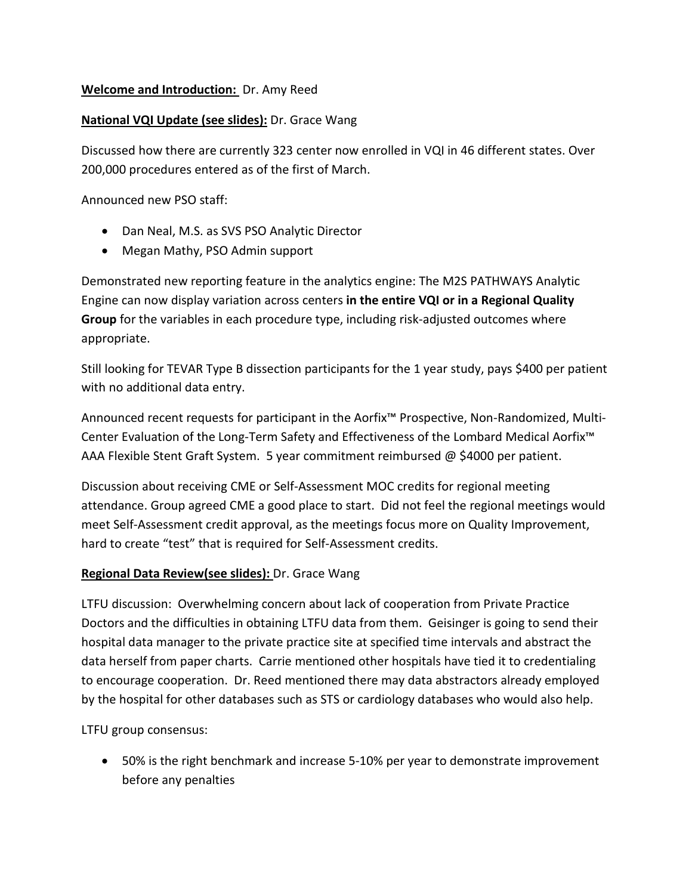**Welcome and Introduction:** Dr. Amy Reed

**National VQI Update (see slides):** Dr. Grace Wang

Discussed how there are currently 323 center now enrolled in VQI in 46 different states. Over 200,000 procedures entered as of the first of March.

Announced new PSO staff:

- Dan Neal, M.S. as SVS PSO Analytic Director
- Megan Mathy, PSO Admin support

Demonstrated new reporting feature in the analytics engine: The M2S PATHWAYS Analytic Engine can now display variation across centers **in the entire VQI or in a Regional Quality Group** for the variables in each procedure type, including risk-adjusted outcomes where appropriate.

Still looking for TEVAR Type B dissection participants for the 1 year study, pays $400 per patient with no additional data entry.

Announced recent requests for participant in the Aorfix™ Prospective, Non-Randomized, Multi-Center Evaluation of the Long-Term Safety and Effectiveness of the Lombard Medical Aorfix™ AAA Flexible Stent Graft System. 5 year commitment reimbursed @ $4000 per patient.

Discussion about receiving CME or Self-Assessment MOC credits for regional meeting attendance. Group agreed CME a good place to start. Did not feel the regional meetings would meet Self-Assessment credit approval, as the meetings focus more on Quality Improvement, hard to create "test" that is required for Self-Assessment credits.

**Regional Data Review(see slides):** Dr. Grace Wang

LTFU discussion: Overwhelming concern about lack of cooperation from Private Practice Doctors and the difficulties in obtaining LTFU data from them. Geisinger is going to send their hospital data manager to the private practice site at specified time intervals and abstract the data herself from paper charts. Carrie mentioned other hospitals have tied it to credentialing to encourage cooperation. Dr. Reed mentioned there may data abstractors already employed by the hospital for other databases such as STS or cardiology databases who would also help.

LTFU group consensus:

- 50% is the right benchmark and increase 5-10% per year to demonstrate improvement before any penalties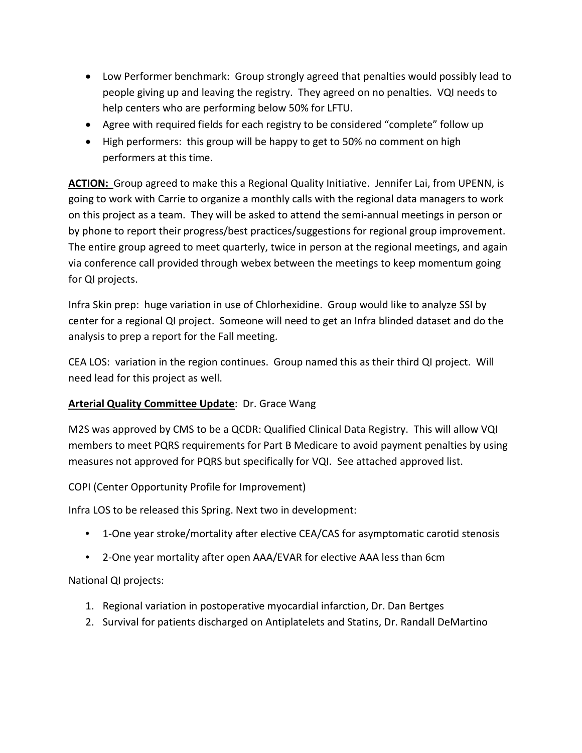- Low Performer benchmark: Group strongly agreed that penalties would possibly lead to people giving up and leaving the registry. They agreed on no penalties. VQI needs to help centers who are performing below 50% for LFTU.
- Agree with required fields for each registry to be considered "complete" follow up
- High performers: this group will be happy to get to 50% no comment on high performers at this time.

**ACTION:** Group agreed to make this a Regional Quality Initiative. Jennifer Lai, from UPENN, is going to work with Carrie to organize a monthly calls with the regional data managers to work on this project as a team. They will be asked to attend the semi-annual meetings in person or by phone to report their progress/best practices/suggestions for regional group improvement. The entire group agreed to meet quarterly, twice in person at the regional meetings, and again via conference call provided through webex between the meetings to keep momentum going for QI projects.

Infra Skin prep: huge variation in use of Chlorhexidine. Group would like to analyze SSI by center for a regional QI project. Someone will need to get an Infra blinded dataset and do the analysis to prep a report for the Fall meeting.

CEA LOS: variation in the region continues. Group named this as their third QI project. Will need lead for this project as well.

**Arterial Quality Committee Update**: Dr. Grace Wang

M2S was approved by CMS to be a QCDR: Qualified Clinical Data Registry. This will allow VQI members to meet PQRS requirements for Part B Medicare to avoid payment penalties by using measures not approved for PQRS but specifically for VQI. See attached approved list.

COPI (Center Opportunity Profile for Improvement)

Infra LOS to be released this Spring. Next two in development:

- 1-One year stroke/mortality after elective CEA/CAS for asymptomatic carotid stenosis
- 2-One year mortality after open AAA/EVAR for elective AAA less than 6cm

National QI projects:

1. Regional variation in postoperative myocardial infarction, Dr. Dan Bertges
2. Survival for patients discharged on Antiplatelets and Statins, Dr. Randall DeMartino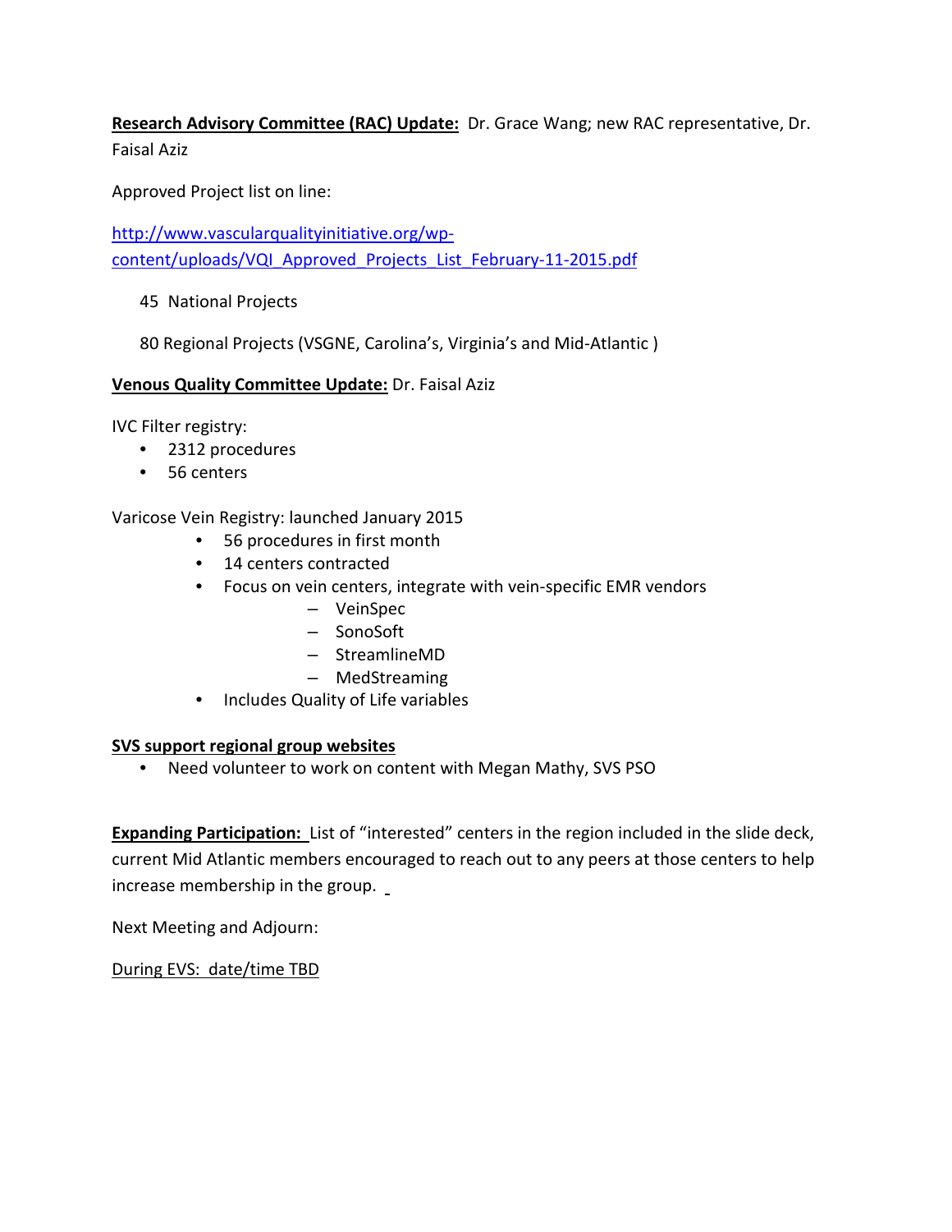**Research Advisory Committee (RAC) Update:** Dr. Grace Wang; new RAC representative, Dr. Faisal Aziz

Approved Project list on line:

http://www.vascularqualityinitiative.org/wp-content/uploads/VQI_Approved_Projects_List_February-11-2015.pdf

45 National Projects

80 Regional Projects (VSGNE, Carolina's, Virginia's and Mid-Atlantic )

**Venous Quality Committee Update:** Dr. Faisal Aziz

IVC Filter registry:

- 2312 procedures
- 56 centers

Varicose Vein Registry: launched January 2015

- 56 procedures in first month
- 14 centers contracted
- Focus on vein centers, integrate with vein-specific EMR vendors
  - VeinSpec
  - SonoSoft
  - StreamlineMD
  - MedStreaming
- Includes Quality of Life variables

**SVS support regional group websites**

- Need volunteer to work on content with Megan Mathy, SVS PSO

**Expanding Participation:** List of "interested" centers in the region included in the slide deck, current Mid Atlantic members encouraged to reach out to any peers at those centers to help increase membership in the group.

Next Meeting and Adjourn:

During EVS: date/time TBD